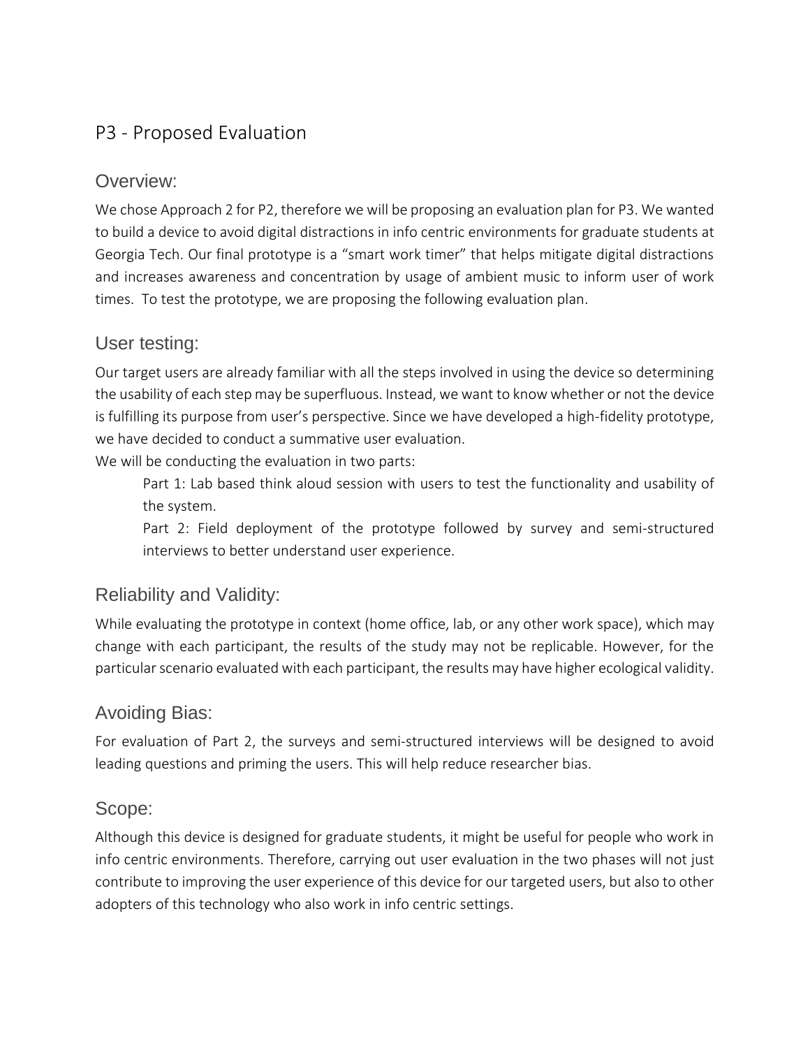# P3 - Proposed Evaluation

## Overview:

We chose Approach 2 for P2, therefore we will be proposing an evaluation plan for P3. We wanted to build a device to avoid digital distractions in info centric environments for graduate students at Georgia Tech. Our final prototype is a "smart work timer" that helps mitigate digital distractions and increases awareness and concentration by usage of ambient music to inform user of work times. To test the prototype, we are proposing the following evaluation plan.

## User testing:

Our target users are already familiar with all the steps involved in using the device so determining the usability of each step may be superfluous. Instead, we want to know whether or not the device is fulfilling its purpose from user's perspective. Since we have developed a high-fidelity prototype, we have decided to conduct a summative user evaluation.

We will be conducting the evaluation in two parts:

> Part 1: Lab based think aloud session with users to test the functionality and usability of the system.
>
> Part 2: Field deployment of the prototype followed by survey and semi-structured interviews to better understand user experience.

## Reliability and Validity:

While evaluating the prototype in context (home office, lab, or any other work space), which may change with each participant, the results of the study may not be replicable. However, for the particular scenario evaluated with each participant, the results may have higher ecological validity.

## Avoiding Bias:

For evaluation of Part 2, the surveys and semi-structured interviews will be designed to avoid leading questions and priming the users. This will help reduce researcher bias.

## Scope:

Although this device is designed for graduate students, it might be useful for people who work in info centric environments. Therefore, carrying out user evaluation in the two phases will not just contribute to improving the user experience of this device for our targeted users, but also to other adopters of this technology who also work in info centric settings.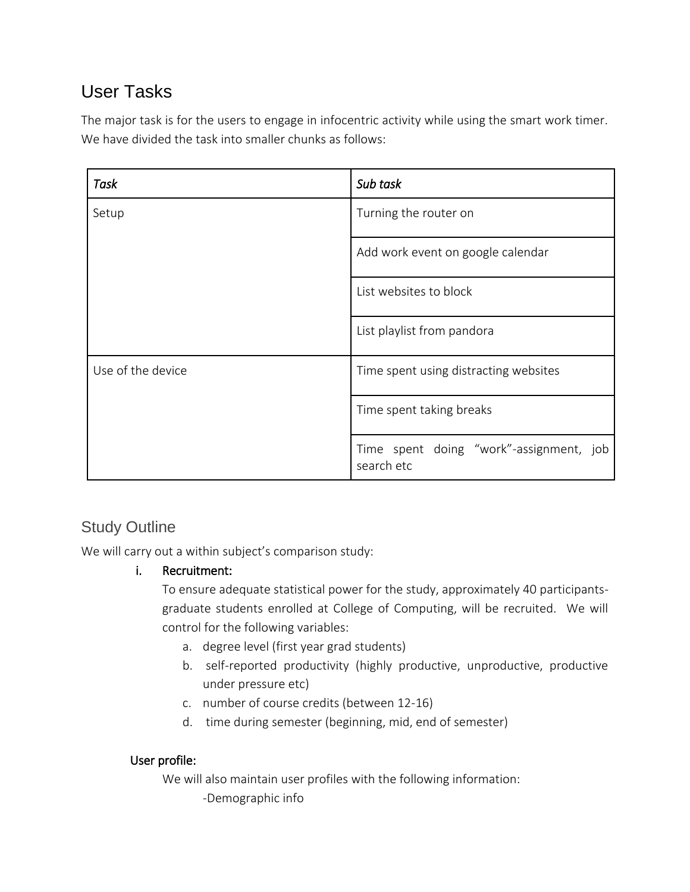## User Tasks

The major task is for the users to engage in infocentric activity while using the smart work timer. We have divided the task into smaller chunks as follows:

| *Task* | *Sub task* |
| --- | --- |
| Setup | Turning the router on |
| | Add work event on google calendar |
| | List websites to block |
| | List playlist from pandora |
| Use of the device | Time spent using distracting websites |
| | Time spent taking breaks |
| | Time spent doing "work"-assignment, job search etc |

## Study Outline

We will carry out a within subject's comparison study:

i. **Recruitment:**

   To ensure adequate statistical power for the study, approximately 40 participants- graduate students enrolled at College of Computing, will be recruited. We will control for the following variables:

   a. degree level (first year grad students)
   b. self-reported productivity (highly productive, unproductive, productive under pressure etc)
   c. number of course credits (between 12-16)
   d. time during semester (beginning, mid, end of semester)

**User profile:**

We will also maintain user profiles with the following information:

-Demographic info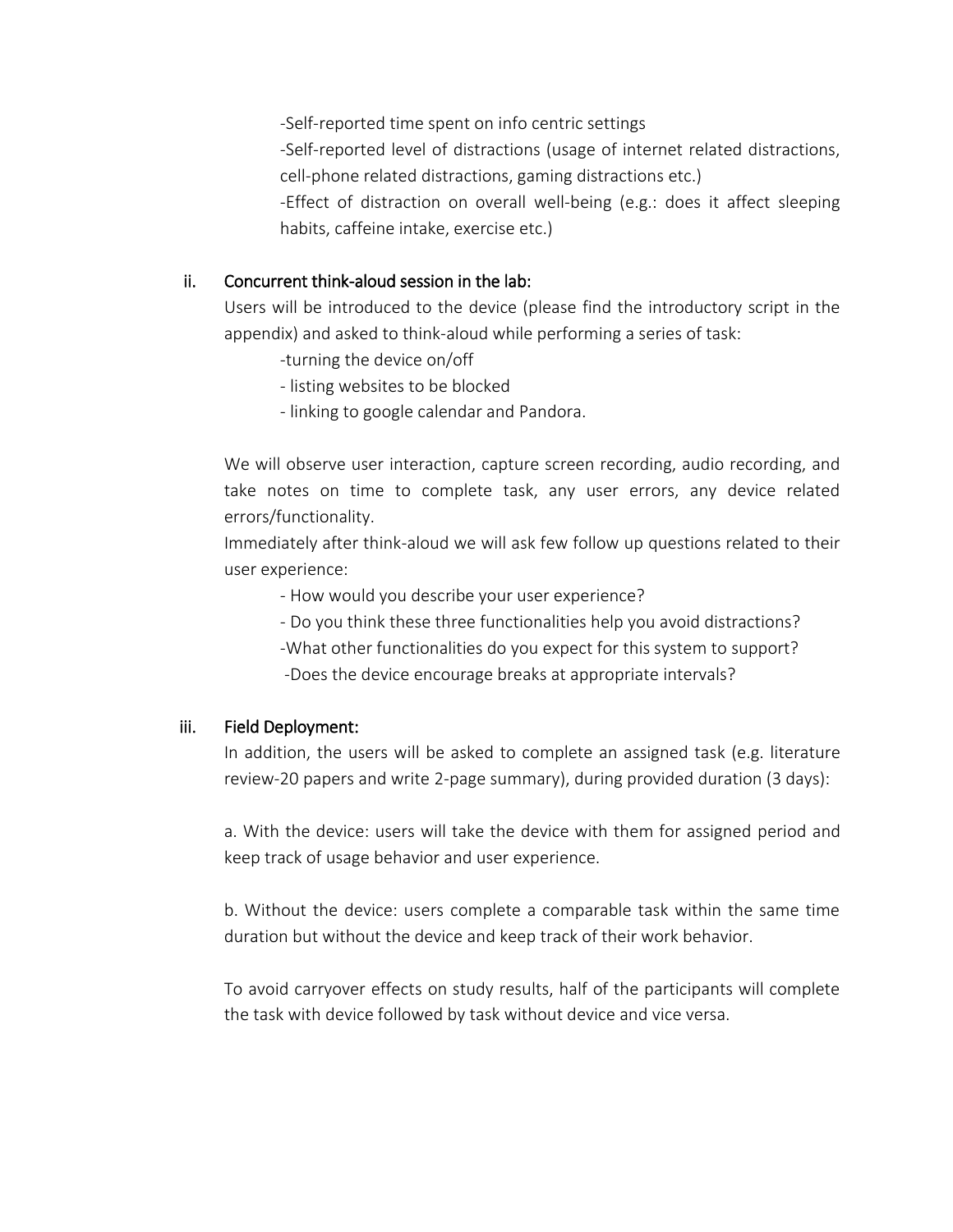-Self-reported time spent on info centric settings

-Self-reported level of distractions (usage of internet related distractions, cell-phone related distractions, gaming distractions etc.)

-Effect of distraction on overall well-being (e.g.: does it affect sleeping habits, caffeine intake, exercise etc.)

ii. Concurrent think-aloud session in the lab:

Users will be introduced to the device (please find the introductory script in the appendix) and asked to think-aloud while performing a series of task:

-turning the device on/off

- listing websites to be blocked

- linking to google calendar and Pandora.

We will observe user interaction, capture screen recording, audio recording, and take notes on time to complete task, any user errors, any device related errors/functionality.

Immediately after think-aloud we will ask few follow up questions related to their user experience:

- How would you describe your user experience?

- Do you think these three functionalities help you avoid distractions?

-What other functionalities do you expect for this system to support?

-Does the device encourage breaks at appropriate intervals?

iii. Field Deployment:

In addition, the users will be asked to complete an assigned task (e.g. literature review-20 papers and write 2-page summary), during provided duration (3 days):

a. With the device: users will take the device with them for assigned period and keep track of usage behavior and user experience.

b. Without the device: users complete a comparable task within the same time duration but without the device and keep track of their work behavior.

To avoid carryover effects on study results, half of the participants will complete the task with device followed by task without device and vice versa.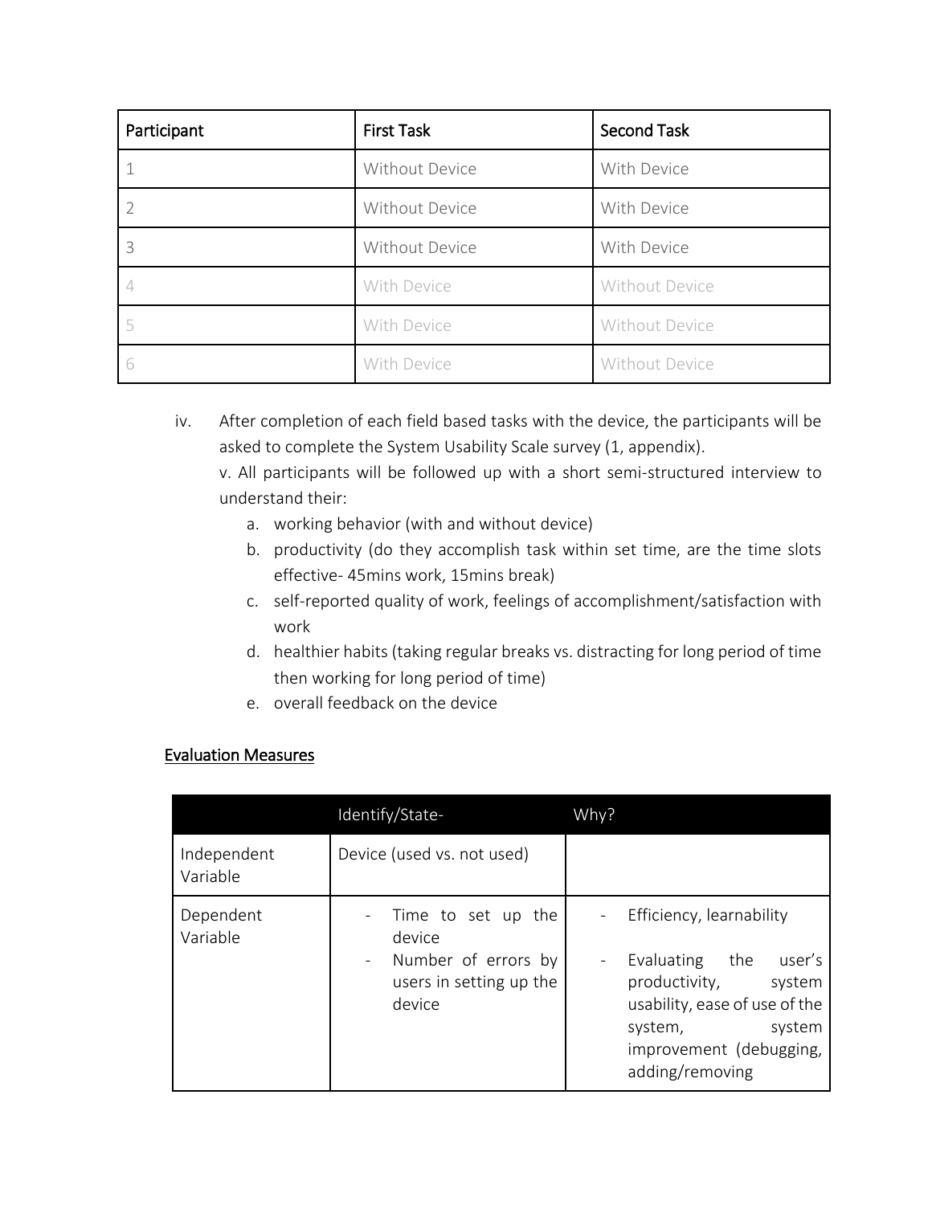| Participant | First Task | Second Task |
| --- | --- | --- |
| 1 | Without Device | With Device |
| 2 | Without Device | With Device |
| 3 | Without Device | With Device |
| 4 | With Device | Without Device |
| 5 | With Device | Without Device |
| 6 | With Device | Without Device |

iv. After completion of each field based tasks with the device, the participants will be asked to complete the System Usability Scale survey (1, appendix).

v. All participants will be followed up with a short semi-structured interview to understand their:

a. working behavior (with and without device)
b. productivity (do they accomplish task within set time, are the time slots effective- 45mins work, 15mins break)
c. self-reported quality of work, feelings of accomplishment/satisfaction with work
d. healthier habits (taking regular breaks vs. distracting for long period of time then working for long period of time)
e. overall feedback on the device

<u>Evaluation Measures</u>

| | Identify/State- | Why? |
| --- | --- | --- |
| Independent Variable | Device (used vs. not used) | |
| Dependent Variable | - Time to set up the device<br>- Number of errors by users in setting up the device | - Efficiency, learnability<br>- Evaluating the user's productivity, system usability, ease of use of the system, system improvement (debugging, adding/removing |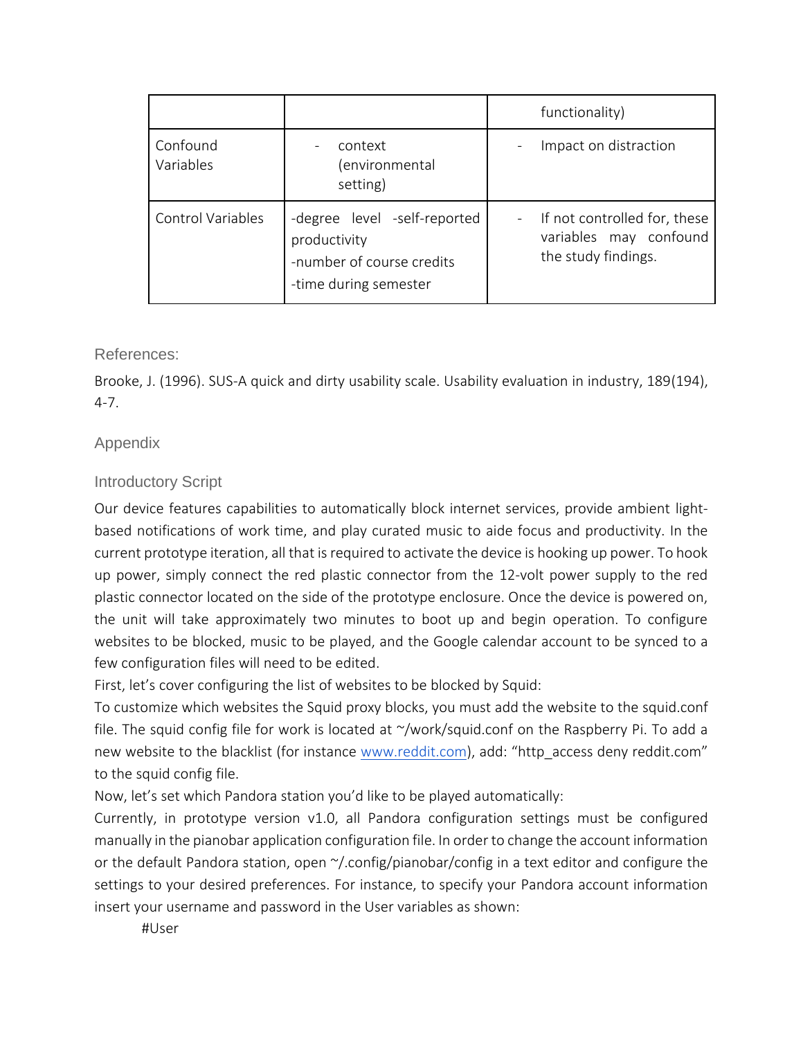| | | functionality) |
|---|---|---|
| Confound Variables | - context (environmental setting) | - Impact on distraction |
| Control Variables | -degree level -self-reported productivity<br>-number of course credits<br>-time during semester | - If not controlled for, these variables may confound the study findings. |

## References:

Brooke, J. (1996). SUS-A quick and dirty usability scale. Usability evaluation in industry, 189(194), 4-7.

## Appendix

### Introductory Script

Our device features capabilities to automatically block internet services, provide ambient light-based notifications of work time, and play curated music to aide focus and productivity. In the current prototype iteration, all that is required to activate the device is hooking up power. To hook up power, simply connect the red plastic connector from the 12-volt power supply to the red plastic connector located on the side of the prototype enclosure. Once the device is powered on, the unit will take approximately two minutes to boot up and begin operation. To configure websites to be blocked, music to be played, and the Google calendar account to be synced to a few configuration files will need to be edited.

First, let's cover configuring the list of websites to be blocked by Squid:

To customize which websites the Squid proxy blocks, you must add the website to the squid.conf file. The squid config file for work is located at ~/work/squid.conf on the Raspberry Pi. To add a new website to the blacklist (for instance www.reddit.com), add: "http_access deny reddit.com" to the squid config file.

Now, let's set which Pandora station you'd like to be played automatically:

Currently, in prototype version v1.0, all Pandora configuration settings must be configured manually in the pianobar application configuration file. In order to change the account information or the default Pandora station, open ~/.config/pianobar/config in a text editor and configure the settings to your desired preferences. For instance, to specify your Pandora account information insert your username and password in the User variables as shown:

```
#User
```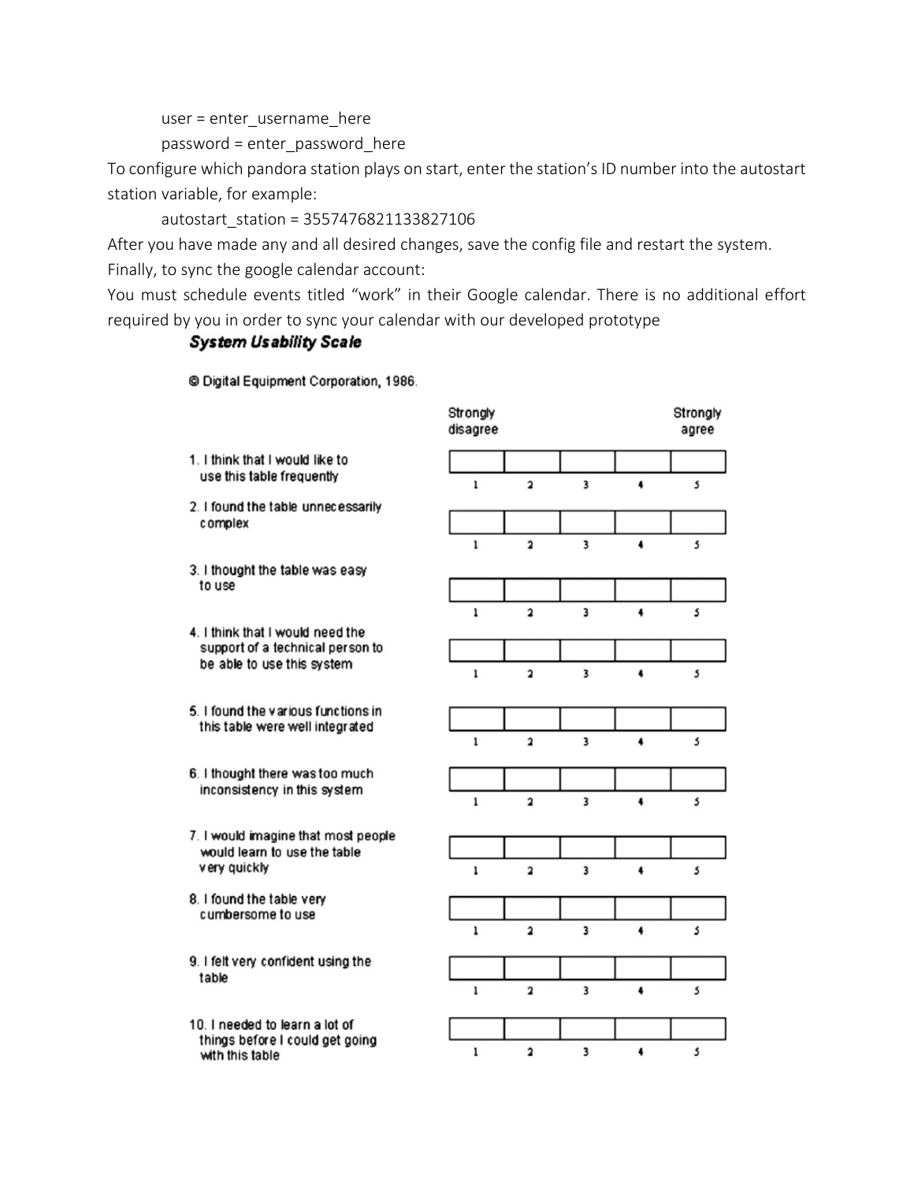user = enter_username_here

password = enter_password_here

To configure which pandora station plays on start, enter the station's ID number into the autostart station variable, for example:

autostart_station = 3557476821133827106

After you have made any and all desired changes, save the config file and restart the system.

Finally, to sync the google calendar account:

You must schedule events titled "work" in their Google calendar. There is no additional effort required by you in order to sync your calendar with our developed prototype

## *System Usability Scale*

© Digital Equipment Corporation, 1986.

| | Strongly disagree | | | | Strongly agree |
|---|---|---|---|---|---|
| 1. I think that I would like to use this table frequently | 1 | 2 | 3 | 4 | 5 |
| 2. I found the table unnecessarily complex | 1 | 2 | 3 | 4 | 5 |
| 3. I thought the table was easy to use | 1 | 2 | 3 | 4 | 5 |
| 4. I think that I would need the support of a technical person to be able to use this system | 1 | 2 | 3 | 4 | 5 |
| 5. I found the various functions in this table were well integrated | 1 | 2 | 3 | 4 | 5 |
| 6. I thought there was too much inconsistency in this system | 1 | 2 | 3 | 4 | 5 |
| 7. I would imagine that most people would learn to use the table very quickly | 1 | 2 | 3 | 4 | 5 |
| 8. I found the table very cumbersome to use | 1 | 2 | 3 | 4 | 5 |
| 9. I felt very confident using the table | 1 | 2 | 3 | 4 | 5 |
| 10. I needed to learn a lot of things before I could get going with this table | 1 | 2 | 3 | 4 | 5 |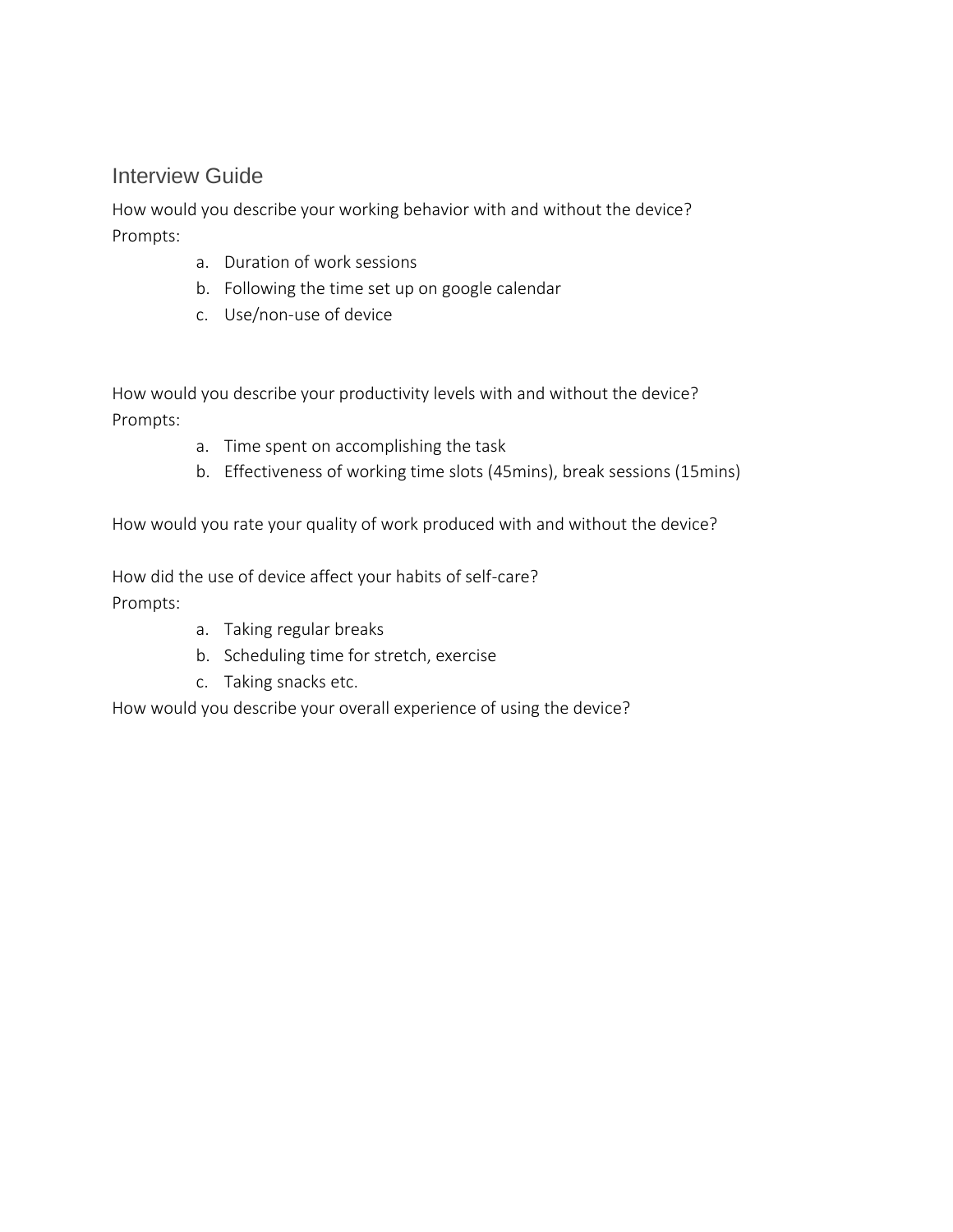## Interview Guide

How would you describe your working behavior with and without the device?
Prompts:

a. Duration of work sessions
b. Following the time set up on google calendar
c. Use/non-use of device

How would you describe your productivity levels with and without the device?
Prompts:

a. Time spent on accomplishing the task
b. Effectiveness of working time slots (45mins), break sessions (15mins)

How would you rate your quality of work produced with and without the device?

How did the use of device affect your habits of self-care?
Prompts:

a. Taking regular breaks
b. Scheduling time for stretch, exercise
c. Taking snacks etc.

How would you describe your overall experience of using the device?